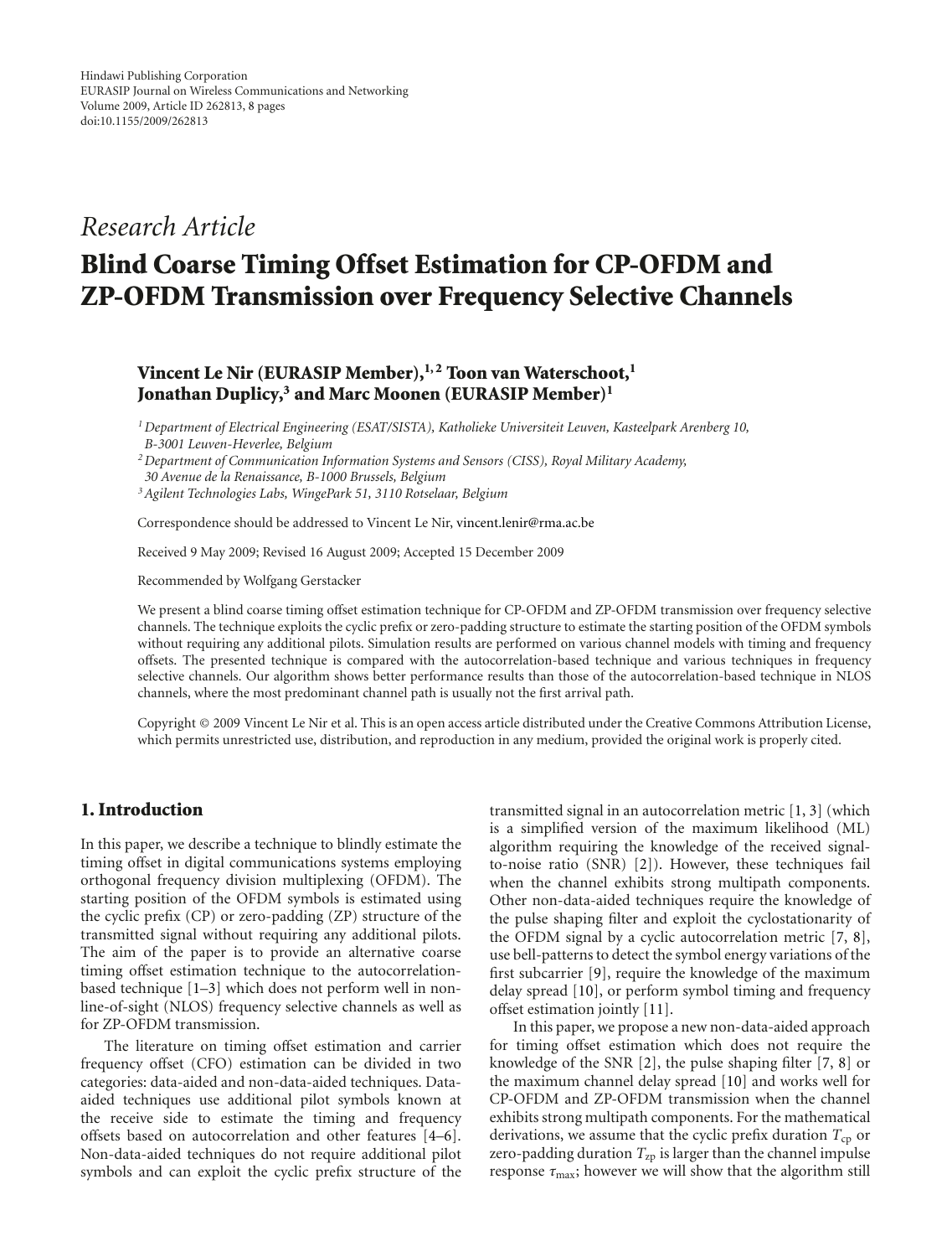Hindawi Publishing Corporation
EURASIP Journal on Wireless Communications and Networking
Volume 2009, Article ID 262813, 8 pages
doi:10.1155/2009/262813

*Research Article*

# Blind Coarse Timing Offset Estimation for CP-OFDM and ZP-OFDM Transmission over Frequency Selective Channels

**Vincent Le Nir (EURASIP Member),[1,2] Toon van Waterschoot,[1] Jonathan Duplicy,[3] and Marc Moonen (EURASIP Member)[1]**

[1] *Department of Electrical Engineering (ESAT/SISTA), Katholieke Universiteit Leuven, Kasteelpark Arenberg 10, B-3001 Leuven-Heverlee, Belgium*

[2] *Department of Communication Information Systems and Sensors (CISS), Royal Military Academy, 30 Avenue de la Renaissance, B-1000 Brussels, Belgium*

[3] *Agilent Technologies Labs, WingePark 51, 3110 Rotselaar, Belgium*

Correspondence should be addressed to Vincent Le Nir, vincent.lenir@rma.ac.be

Received 9 May 2009; Revised 16 August 2009; Accepted 15 December 2009

Recommended by Wolfgang Gerstacker

We present a blind coarse timing offset estimation technique for CP-OFDM and ZP-OFDM transmission over frequency selective channels. The technique exploits the cyclic prefix or zero-padding structure to estimate the starting position of the OFDM symbols without requiring any additional pilots. Simulation results are performed on various channel models with timing and frequency offsets. The presented technique is compared with the autocorrelation-based technique and various techniques in frequency selective channels. Our algorithm shows better performance results than those of the autocorrelation-based technique in NLOS channels, where the most predominant channel path is usually not the first arrival path.

Copyright © 2009 Vincent Le Nir et al. This is an open access article distributed under the Creative Commons Attribution License, which permits unrestricted use, distribution, and reproduction in any medium, provided the original work is properly cited.

## 1. Introduction

In this paper, we describe a technique to blindly estimate the timing offset in digital communications systems employing orthogonal frequency division multiplexing (OFDM). The starting position of the OFDM symbols is estimated using the cyclic prefix (CP) or zero-padding (ZP) structure of the transmitted signal without requiring any additional pilots. The aim of the paper is to provide an alternative coarse timing offset estimation technique to the autocorrelation-based technique [1–3] which does not perform well in non-line-of-sight (NLOS) frequency selective channels as well as for ZP-OFDM transmission.

The literature on timing offset estimation and carrier frequency offset (CFO) estimation can be divided in two categories: data-aided and non-data-aided techniques. Data-aided techniques use additional pilot symbols known at the receive side to estimate the timing and frequency offsets based on autocorrelation and other features [4–6]. Non-data-aided techniques do not require additional pilot symbols and can exploit the cyclic prefix structure of the transmitted signal in an autocorrelation metric [1, 3] (which is a simplified version of the maximum likelihood (ML) algorithm requiring the knowledge of the received signal-to-noise ratio (SNR) [2]). However, these techniques fail when the channel exhibits strong multipath components. Other non-data-aided techniques require the knowledge of the pulse shaping filter and exploit the cyclostationarity of the OFDM signal by a cyclic autocorrelation metric [7, 8], use bell-patterns to detect the symbol energy variations of the first subcarrier [9], require the knowledge of the maximum delay spread [10], or perform symbol timing and frequency offset estimation jointly [11].

In this paper, we propose a new non-data-aided approach for timing offset estimation which does not require the knowledge of the SNR [2], the pulse shaping filter [7, 8] or the maximum channel delay spread [10] and works well for CP-OFDM and ZP-OFDM transmission when the channel exhibits strong multipath components. For the mathematical derivations, we assume that the cyclic prefix duration $T_{\text{cp}}$ or zero-padding duration $T_{\text{zp}}$ is larger than the channel impulse response $\tau_{\max}$; however we will show that the algorithm still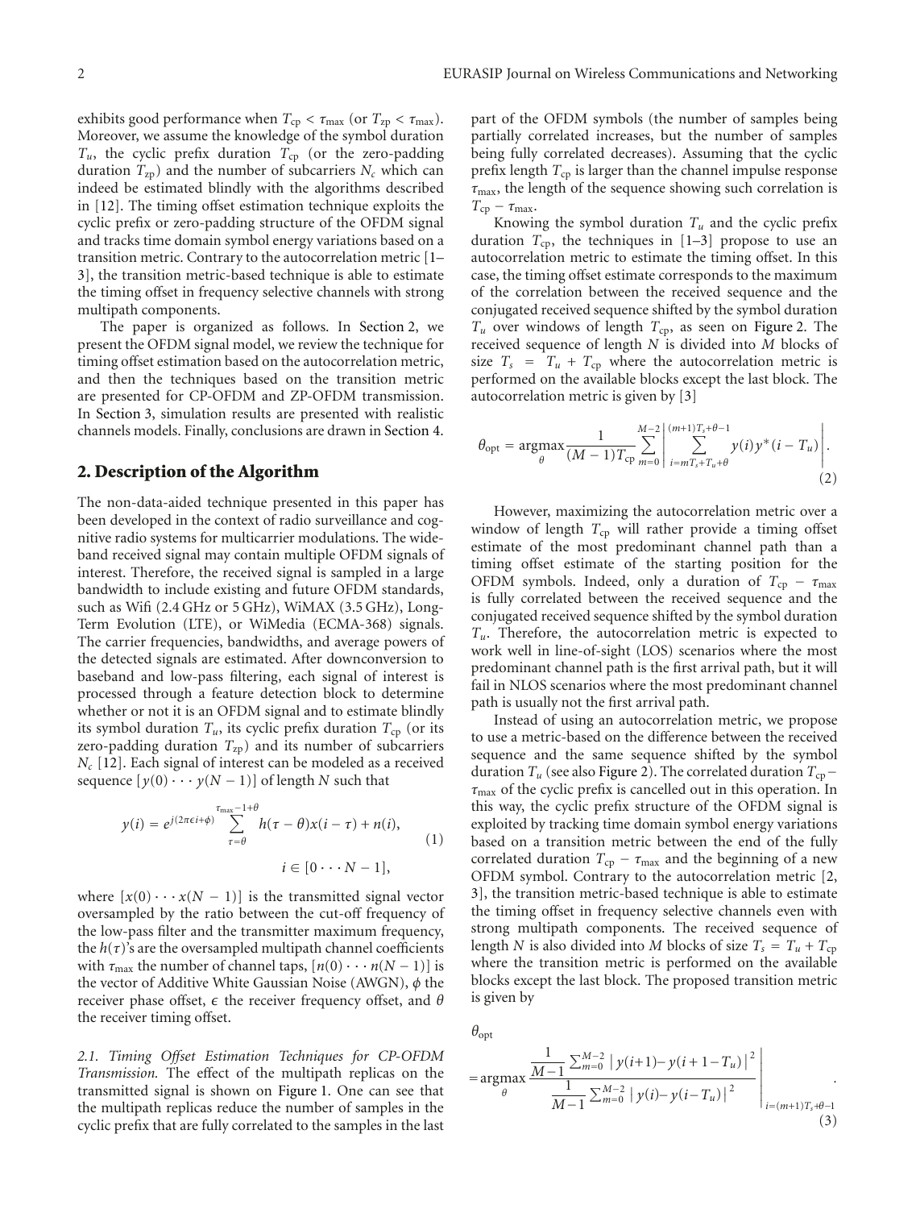exhibits good performance when $T_{cp} < \tau_{max}$ (or $T_{zp} < \tau_{max}$). Moreover, we assume the knowledge of the symbol duration $T_u$, the cyclic prefix duration $T_{cp}$ (or the zero-padding duration $T_{zp}$) and the number of subcarriers $N_c$ which can indeed be estimated blindly with the algorithms described in [12]. The timing offset estimation technique exploits the cyclic prefix or zero-padding structure of the OFDM signal and tracks time domain symbol energy variations based on a transition metric. Contrary to the autocorrelation metric [1–3], the transition metric-based technique is able to estimate the timing offset in frequency selective channels with strong multipath components.

The paper is organized as follows. In Section 2, we present the OFDM signal model, we review the technique for timing offset estimation based on the autocorrelation metric, and then the techniques based on the transition metric are presented for CP-OFDM and ZP-OFDM transmission. In Section 3, simulation results are presented with realistic channels models. Finally, conclusions are drawn in Section 4.

## 2. Description of the Algorithm

The non-data-aided technique presented in this paper has been developed in the context of radio surveillance and cognitive radio systems for multicarrier modulations. The wide-band received signal may contain multiple OFDM signals of interest. Therefore, the received signal is sampled in a large bandwidth to include existing and future OFDM standards, such as Wifi (2.4 GHz or 5 GHz), WiMAX (3.5 GHz), Long-Term Evolution (LTE), or WiMedia (ECMA-368) signals. The carrier frequencies, bandwidths, and average powers of the detected signals are estimated. After downconversion to baseband and low-pass filtering, each signal of interest is processed through a feature detection block to determine whether or not it is an OFDM signal and to estimate blindly its symbol duration $T_u$, its cyclic prefix duration $T_{cp}$ (or its zero-padding duration $T_{zp}$) and its number of subcarriers $N_c$ [12]. Each signal of interest can be modeled as a received sequence $[y(0)\cdots y(N-1)]$ of length $N$ such that

$$y(i) = e^{j(2\pi\epsilon i+\phi)} \sum_{\tau=\theta}^{\tau_{max}-1+\theta} h(\tau-\theta)x(i-\tau) + n(i), \qquad i \in [0\cdots N-1], \tag{1}$$

where $[x(0)\cdots x(N-1)]$ is the transmitted signal vector oversampled by the ratio between the cut-off frequency of the low-pass filter and the transmitter maximum frequency, the $h(\tau)$'s are the oversampled multipath channel coefficients with $\tau_{max}$ the number of channel taps, $[n(0)\cdots n(N-1)]$ is the vector of Additive White Gaussian Noise (AWGN), $\phi$ the receiver phase offset, $\epsilon$ the receiver frequency offset, and $\theta$ the receiver timing offset.

*2.1. Timing Offset Estimation Techniques for CP-OFDM Transmission.* The effect of the multipath replicas on the transmitted signal is shown on Figure 1. One can see that the multipath replicas reduce the number of samples in the cyclic prefix that are fully correlated to the samples in the last part of the OFDM symbols (the number of samples being partially correlated increases, but the number of samples being fully correlated decreases). Assuming that the cyclic prefix length $T_{cp}$ is larger than the channel impulse response $\tau_{max}$, the length of the sequence showing such correlation is $T_{cp} - \tau_{max}$.

Knowing the symbol duration $T_u$ and the cyclic prefix duration $T_{cp}$, the techniques in [1–3] propose to use an autocorrelation metric to estimate the timing offset. In this case, the timing offset estimate corresponds to the maximum of the correlation between the received sequence and the conjugated received sequence shifted by the symbol duration $T_u$ over windows of length $T_{cp}$, as seen on Figure 2. The received sequence of length $N$ is divided into $M$ blocks of size $T_s = T_u + T_{cp}$ where the autocorrelation metric is performed on the available blocks except the last block. The autocorrelation metric is given by [3]

$$\theta_{opt} = \underset{\theta}{\operatorname{argmax}} \frac{1}{(M-1)T_{cp}} \sum_{m=0}^{M-2} \left| \sum_{i=mT_s+T_u+\theta}^{(m+1)T_s+\theta-1} y(i)y^*(i-T_u) \right|. \tag{2}$$

However, maximizing the autocorrelation metric over a window of length $T_{cp}$ will rather provide a timing offset estimate of the most predominant channel path than a timing offset estimate of the starting position for the OFDM symbols. Indeed, only a duration of $T_{cp} - \tau_{max}$ is fully correlated between the received sequence and the conjugated received sequence shifted by the symbol duration $T_u$. Therefore, the autocorrelation metric is expected to work well in line-of-sight (LOS) scenarios where the most predominant channel path is the first arrival path, but it will fail in NLOS scenarios where the most predominant channel path is usually not the first arrival path.

Instead of using an autocorrelation metric, we propose to use a metric-based on the difference between the received sequence and the same sequence shifted by the symbol duration $T_u$ (see also Figure 2). The correlated duration $T_{cp} - \tau_{max}$ of the cyclic prefix is cancelled out in this operation. In this way, the cyclic prefix structure of the OFDM signal is exploited by tracking time domain symbol energy variations based on a transition metric between the end of the fully correlated duration $T_{cp} - \tau_{max}$ and the beginning of a new OFDM symbol. Contrary to the autocorrelation metric [2, 3], the transition metric-based technique is able to estimate the timing offset in frequency selective channels even with strong multipath components. The received sequence of length $N$ is also divided into $M$ blocks of size $T_s = T_u + T_{cp}$ where the transition metric is performed on the available blocks except the last block. The proposed transition metric is given by

$$\theta_{opt} = \underset{\theta}{\operatorname{argmax}} \left. \frac{\frac{1}{M-1}\sum_{m=0}^{M-2} \left| y(i+1) - y(i+1-T_u) \right|^2}{\frac{1}{M-1}\sum_{m=0}^{M-2} \left| y(i) - y(i-T_u) \right|^2} \right|_{i=(m+1)T_s+\theta-1}. \tag{3}$$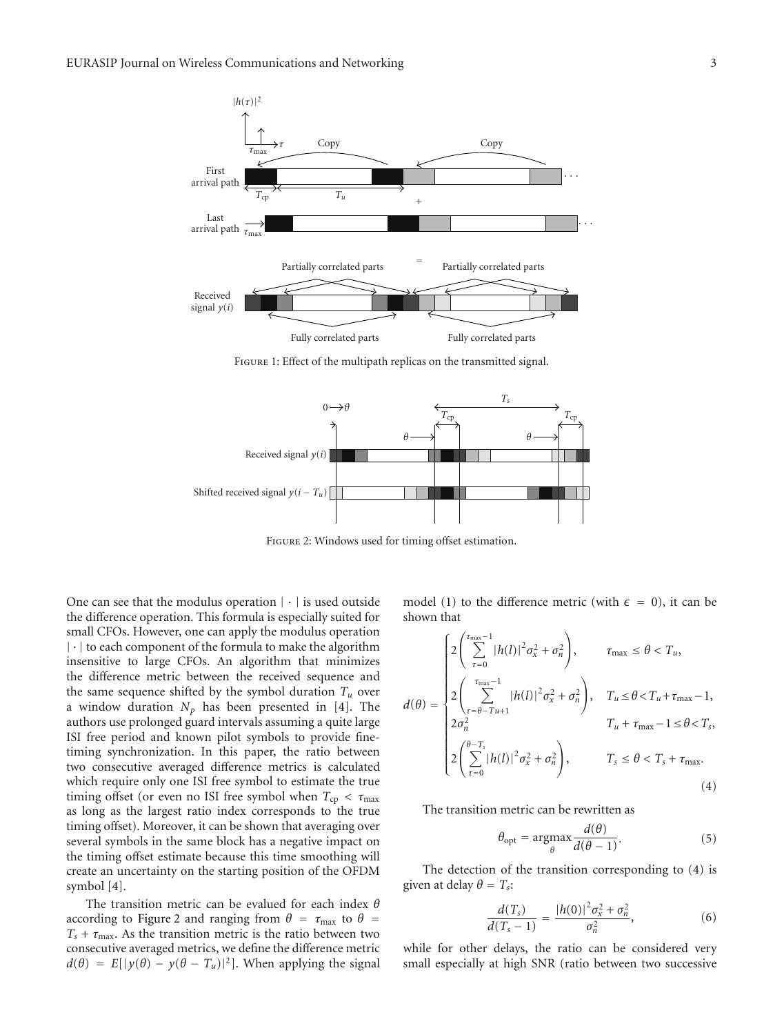Figure 1: Effect of the multipath replicas on the transmitted signal.

Figure 2: Windows used for timing offset estimation.

One can see that the modulus operation $|\cdot|$ is used outside the difference operation. This formula is especially suited for small CFOs. However, one can apply the modulus operation $|\cdot|$ to each component of the formula to make the algorithm insensitive to large CFOs. An algorithm that minimizes the difference metric between the received sequence and the same sequence shifted by the symbol duration $T_u$ over a window duration $N_p$ has been presented in [4]. The authors use prolonged guard intervals assuming a quite large ISI free period and known pilot symbols to provide fine-timing synchronization. In this paper, the ratio between two consecutive averaged difference metrics is calculated which require only one ISI free symbol to estimate the true timing offset (or even no ISI free symbol when $T_{cp} < \tau_{\max}$ as long as the largest ratio index corresponds to the true timing offset). Moreover, it can be shown that averaging over several symbols in the same block has a negative impact on the timing offset estimate because this time smoothing will create an uncertainty on the starting position of the OFDM symbol [4].

The transition metric can be evalued for each index $\theta$ according to Figure 2 and ranging from $\theta = \tau_{\max}$ to $\theta = T_s + \tau_{\max}$. As the transition metric is the ratio between two consecutive averaged metrics, we define the difference metric $d(\theta) = E[|y(\theta) - y(\theta - T_u)|^2]$. When applying the signal model (1) to the difference metric (with $\epsilon = 0$), it can be shown that

$$d(\theta) = \begin{cases} 2\left(\sum_{\tau=0}^{\tau_{\max}-1} |h(l)|^2 \sigma_x^2 + \sigma_n^2\right), & \tau_{\max} \leq \theta < T_u, \\ 2\left(\sum_{\tau=\theta-Tu+1}^{\tau_{\max}-1} |h(l)|^2 \sigma_x^2 + \sigma_n^2\right), & T_u \leq \theta < T_u + \tau_{\max} - 1, \\ 2\sigma_n^2 & T_u + \tau_{\max} - 1 \leq \theta < T_s, \\ 2\left(\sum_{\tau=0}^{\theta-T_s} |h(l)|^2 \sigma_x^2 + \sigma_n^2\right), & T_s \leq \theta < T_s + \tau_{\max}. \end{cases} \tag{4}$$

The transition metric can be rewritten as

$$\theta_{\text{opt}} = \underset{\theta}{\operatorname{argmax}} \frac{d(\theta)}{d(\theta - 1)}. \tag{5}$$

The detection of the transition corresponding to (4) is given at delay $\theta = T_s$:

$$\frac{d(T_s)}{d(T_s - 1)} = \frac{|h(0)|^2 \sigma_x^2 + \sigma_n^2}{\sigma_n^2}, \tag{6}$$

while for other delays, the ratio can be considered very small especially at high SNR (ratio between two successive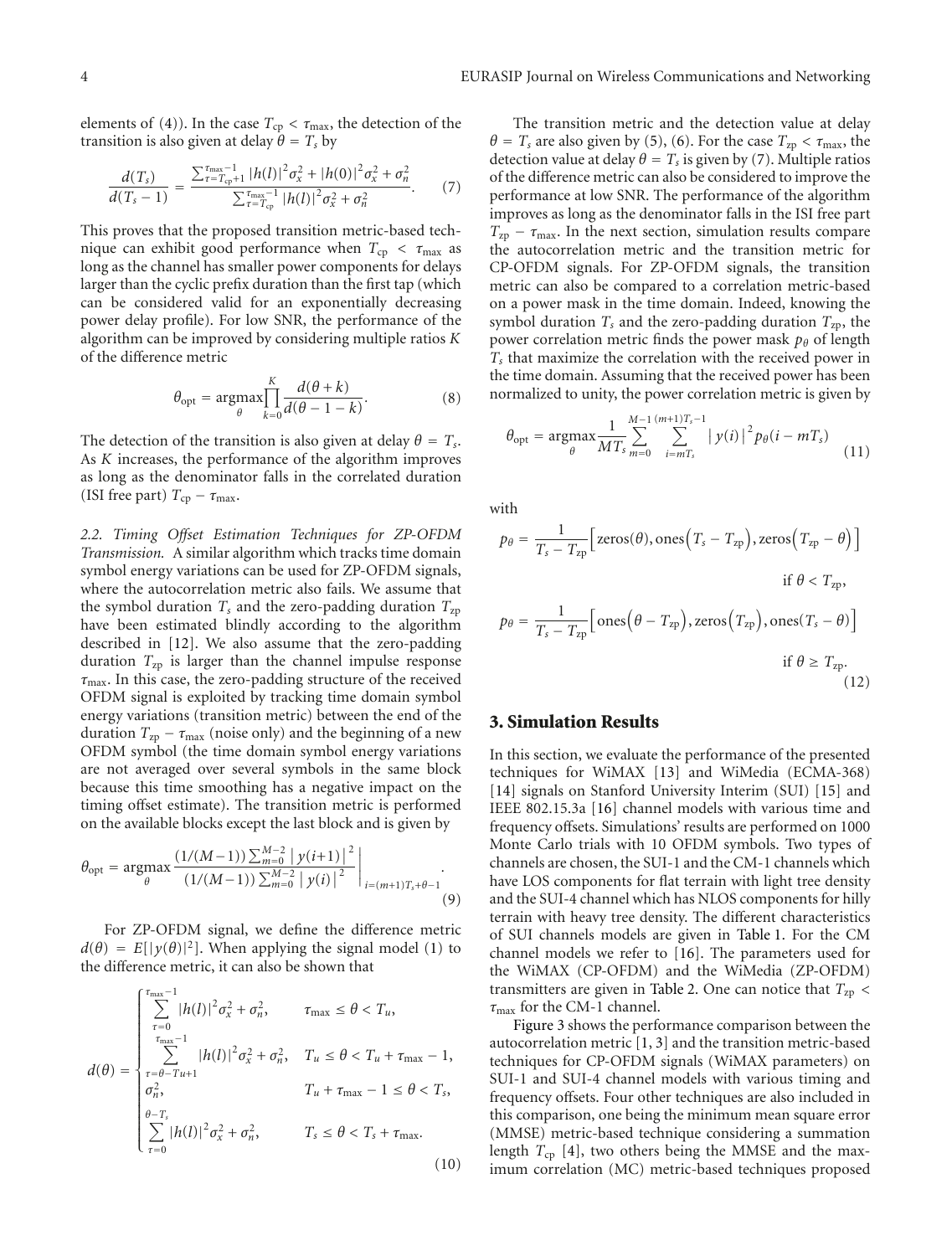elements of (4)). In the case $T_{cp} < \tau_{max}$, the detection of the transition is also given at delay $\theta = T_s$ by

$$\frac{d(T_s)}{d(T_s - 1)} = \frac{\sum_{\tau=T_{cp}+1}^{\tau_{max}-1} |h(l)|^2 \sigma_x^2 + |h(0)|^2 \sigma_x^2 + \sigma_n^2}{\sum_{\tau=T_{cp}}^{\tau_{max}-1} |h(l)|^2 \sigma_x^2 + \sigma_n^2}. \tag{7}$$

This proves that the proposed transition metric-based technique can exhibit good performance when $T_{cp} < \tau_{max}$ as long as the channel has smaller power components for delays larger than the cyclic prefix duration than the first tap (which can be considered valid for an exponentially decreasing power delay profile). For low SNR, the performance of the algorithm can be improved by considering multiple ratios $K$ of the difference metric

$$\theta_{opt} = \underset{\theta}{\operatorname{argmax}} \prod_{k=0}^{K} \frac{d(\theta + k)}{d(\theta - 1 - k)}. \tag{8}$$

The detection of the transition is also given at delay $\theta = T_s$. As $K$ increases, the performance of the algorithm improves as long as the denominator falls in the correlated duration (ISI free part) $T_{cp} - \tau_{max}$.

*2.2. Timing Offset Estimation Techniques for ZP-OFDM Transmission.* A similar algorithm which tracks time domain symbol energy variations can be used for ZP-OFDM signals, where the autocorrelation metric also fails. We assume that the symbol duration $T_s$ and the zero-padding duration $T_{zp}$ have been estimated blindly according to the algorithm described in [12]. We also assume that the zero-padding duration $T_{zp}$ is larger than the channel impulse response $\tau_{max}$. In this case, the zero-padding structure of the received OFDM signal is exploited by tracking time domain symbol energy variations (transition metric) between the end of the duration $T_{zp} - \tau_{max}$ (noise only) and the beginning of a new OFDM symbol (the time domain symbol energy variations are not averaged over several symbols in the same block because this time smoothing has a negative impact on the timing offset estimate). The transition metric is performed on the available blocks except the last block and is given by

$$\theta_{opt} = \underset{\theta}{\operatorname{argmax}} \left. \frac{(1/(M-1)) \sum_{m=0}^{M-2} |y(i+1)|^2}{(1/(M-1)) \sum_{m=0}^{M-2} |y(i)|^2} \right|_{i=(m+1)T_s+\theta-1}. \tag{9}$$

For ZP-OFDM signal, we define the difference metric $d(\theta) = E[|y(\theta)|^2]$. When applying the signal model (1) to the difference metric, it can also be shown that

$$d(\theta) = \begin{cases} \sum_{\tau=0}^{\tau_{max}-1} |h(l)|^2 \sigma_x^2 + \sigma_n^2, & \tau_{max} \le \theta < T_u, \\ \sum_{\tau=\theta-Tu+1}^{\tau_{max}-1} |h(l)|^2 \sigma_x^2 + \sigma_n^2, & T_u \le \theta < T_u + \tau_{max} - 1, \\ \sigma_n^2, & T_u + \tau_{max} - 1 \le \theta < T_s, \\ \sum_{\tau=0}^{\theta - T_s} |h(l)|^2 \sigma_x^2 + \sigma_n^2, & T_s \le \theta < T_s + \tau_{max}. \end{cases} \tag{10}$$

The transition metric and the detection value at delay $\theta = T_s$ are also given by (5), (6). For the case $T_{zp} < \tau_{max}$, the detection value at delay $\theta = T_s$ is given by (7). Multiple ratios of the difference metric can also be considered to improve the performance at low SNR. The performance of the algorithm improves as long as the denominator falls in the ISI free part $T_{zp} - \tau_{max}$. In the next section, simulation results compare the autocorrelation metric and the transition metric for CP-OFDM signals. For ZP-OFDM signals, the transition metric can also be compared to a correlation metric-based on a power mask in the time domain. Indeed, knowing the symbol duration $T_s$ and the zero-padding duration $T_{zp}$, the power correlation metric finds the power mask $p_\theta$ of length $T_s$ that maximize the correlation with the received power in the time domain. Assuming that the received power has been normalized to unity, the power correlation metric is given by

$$\theta_{opt} = \underset{\theta}{\operatorname{argmax}} \frac{1}{MT_s} \sum_{m=0}^{M-1} \sum_{i=mT_s}^{(m+1)T_s-1} |y(i)|^2 p_\theta(i - mT_s) \tag{11}$$

with

$$\begin{aligned} p_\theta &= \frac{1}{T_s - T_{zp}} \left[ \text{zeros}(\theta), \text{ones}\left(T_s - T_{zp}\right), \text{zeros}\left(T_{zp} - \theta\right) \right] \\ &\qquad \text{if } \theta < T_{zp}, \\ p_\theta &= \frac{1}{T_s - T_{zp}} \left[ \text{ones}\left(\theta - T_{zp}\right), \text{zeros}\left(T_{zp}\right), \text{ones}(T_s - \theta) \right] \\ &\qquad \text{if } \theta \ge T_{zp}. \end{aligned} \tag{12}$$

## 3. Simulation Results

In this section, we evaluate the performance of the presented techniques for WiMAX [13] and WiMedia (ECMA-368) [14] signals on Stanford University Interim (SUI) [15] and IEEE 802.15.3a [16] channel models with various time and frequency offsets. Simulations' results are performed on 1000 Monte Carlo trials with 10 OFDM symbols. Two types of channels are chosen, the SUI-1 and the CM-1 channels which have LOS components for flat terrain with light tree density and the SUI-4 channel which has NLOS components for hilly terrain with heavy tree density. The different characteristics of SUI channels models are given in Table 1. For the CM channel models we refer to [16]. The parameters used for the WiMAX (CP-OFDM) and the WiMedia (ZP-OFDM) transmitters are given in Table 2. One can notice that $T_{zp} < \tau_{max}$ for the CM-1 channel.

Figure 3 shows the performance comparison between the autocorrelation metric [1, 3] and the transition metric-based techniques for CP-OFDM signals (WiMAX parameters) on SUI-1 and SUI-4 channel models with various timing and frequency offsets. Four other techniques are also included in this comparison, one being the minimum mean square error (MMSE) metric-based technique considering a summation length $T_{cp}$ [4], two others being the MMSE and the maximum correlation (MC) metric-based techniques proposed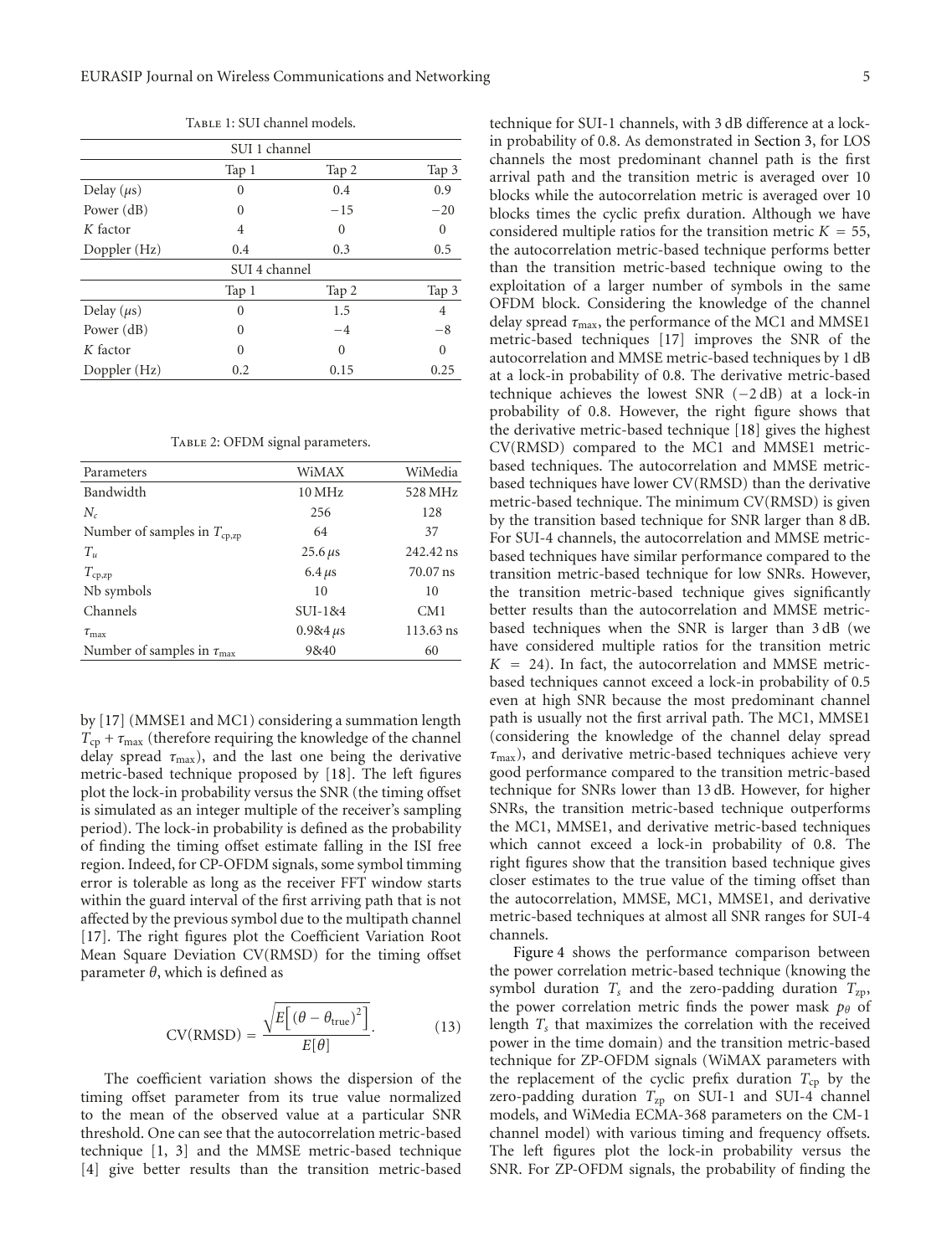Table 1: SUI channel models.

| SUI 1 channel | | | |
|---|---|---|---|
| | Tap 1 | Tap 2 | Tap 3 |
| Delay ($\mu$s) | 0 | 0.4 | 0.9 |
| Power (dB) | 0 | −15 | −20 |
| $K$ factor | 4 | 0 | 0 |
| Doppler (Hz) | 0.4 | 0.3 | 0.5 |
| **SUI 4 channel** | | | |
| | Tap 1 | Tap 2 | Tap 3 |
| Delay ($\mu$s) | 0 | 1.5 | 4 |
| Power (dB) | 0 | −4 | −8 |
| $K$ factor | 0 | 0 | 0 |
| Doppler (Hz) | 0.2 | 0.15 | 0.25 |

Table 2: OFDM signal parameters.

| Parameters | WiMAX | WiMedia |
|---|---|---|
| Bandwidth | 10 MHz | 528 MHz |
| $N_c$ | 256 | 128 |
| Number of samples in $T_{\text{cp,zp}}$ | 64 | 37 |
| $T_u$ | 25.6 $\mu$s | 242.42 ns |
| $T_{\text{cp,zp}}$ | 6.4 $\mu$s | 70.07 ns |
| Nb symbols | 10 | 10 |
| Channels | SUI-1&4 | CM1 |
| $\tau_{\max}$ | 0.9&4 $\mu$s | 113.63 ns |
| Number of samples in $\tau_{\max}$ | 9&40 | 60 |

by [17] (MMSE1 and MC1) considering a summation length $T_{\text{cp}} + \tau_{\max}$ (therefore requiring the knowledge of the channel delay spread $\tau_{\max}$), and the last one being the derivative metric-based technique proposed by [18]. The left figures plot the lock-in probability versus the SNR (the timing offset is simulated as an integer multiple of the receiver's sampling period). The lock-in probability is defined as the probability of finding the timing offset estimate falling in the ISI free region. Indeed, for CP-OFDM signals, some symbol timming error is tolerable as long as the receiver FFT window starts within the guard interval of the first arriving path that is not affected by the previous symbol due to the multipath channel [17]. The right figures plot the Coefficient Variation Root Mean Square Deviation CV(RMSD) for the timing offset parameter $\theta$, which is defined as

$$\text{CV(RMSD)} = \frac{\sqrt{E\left[(\theta - \theta_{\text{true}})^2\right]}}{E[\theta]}. \tag{13}$$

The coefficient variation shows the dispersion of the timing offset parameter from its true value normalized to the mean of the observed value at a particular SNR threshold. One can see that the autocorrelation metric-based technique [1, 3] and the MMSE metric-based technique [4] give better results than the transition metric-based technique for SUI-1 channels, with 3 dB difference at a lock-in probability of 0.8. As demonstrated in Section 3, for LOS channels the most predominant channel path is the first arrival path and the transition metric is averaged over 10 blocks while the autocorrelation metric is averaged over 10 blocks times the cyclic prefix duration. Although we have considered multiple ratios for the transition metric $K = 55$, the autocorrelation metric-based technique performs better than the transition metric-based technique owing to the exploitation of a larger number of symbols in the same OFDM block. Considering the knowledge of the channel delay spread $\tau_{\max}$, the performance of the MC1 and MMSE1 metric-based techniques [17] improves the SNR of the autocorrelation and MMSE metric-based techniques by 1 dB at a lock-in probability of 0.8. The derivative metric-based technique achieves the lowest SNR ($-2$ dB) at a lock-in probability of 0.8. However, the right figure shows that the derivative metric-based technique [18] gives the highest CV(RMSD) compared to the MC1 and MMSE1 metric-based techniques. The autocorrelation and MMSE metric-based techniques have lower CV(RMSD) than the derivative metric-based technique. The minimum CV(RMSD) is given by the transition based technique for SNR larger than 8 dB. For SUI-4 channels, the autocorrelation and MMSE metric-based techniques have similar performance compared to the transition metric-based technique for low SNRs. However, the transition metric-based technique gives significantly better results than the autocorrelation and MMSE metric-based techniques when the SNR is larger than 3 dB (we have considered multiple ratios for the transition metric $K = 24$). In fact, the autocorrelation and MMSE metric-based techniques cannot exceed a lock-in probability of 0.5 even at high SNR because the most predominant channel path is usually not the first arrival path. The MC1, MMSE1 (considering the knowledge of the channel delay spread $\tau_{\max}$), and derivative metric-based techniques achieve very good performance compared to the transition metric-based technique for SNRs lower than 13 dB. However, for higher SNRs, the transition metric-based technique outperforms the MC1, MMSE1, and derivative metric-based techniques which cannot exceed a lock-in probability of 0.8. The right figures show that the transition based technique gives closer estimates to the true value of the timing offset than the autocorrelation, MMSE, MC1, MMSE1, and derivative metric-based techniques at almost all SNR ranges for SUI-4 channels.

Figure 4 shows the performance comparison between the power correlation metric-based technique (knowing the symbol duration $T_s$ and the zero-padding duration $T_{\text{zp}}$, the power correlation metric finds the power mask $p_\theta$ of length $T_s$ that maximizes the correlation with the received power in the time domain) and the transition metric-based technique for ZP-OFDM signals (WiMAX parameters with the replacement of the cyclic prefix duration $T_{\text{cp}}$ by the zero-padding duration $T_{\text{zp}}$ on SUI-1 and SUI-4 channel models, and WiMedia ECMA-368 parameters on the CM-1 channel model) with various timing and frequency offsets. The left figures plot the lock-in probability versus the SNR. For ZP-OFDM signals, the probability of finding the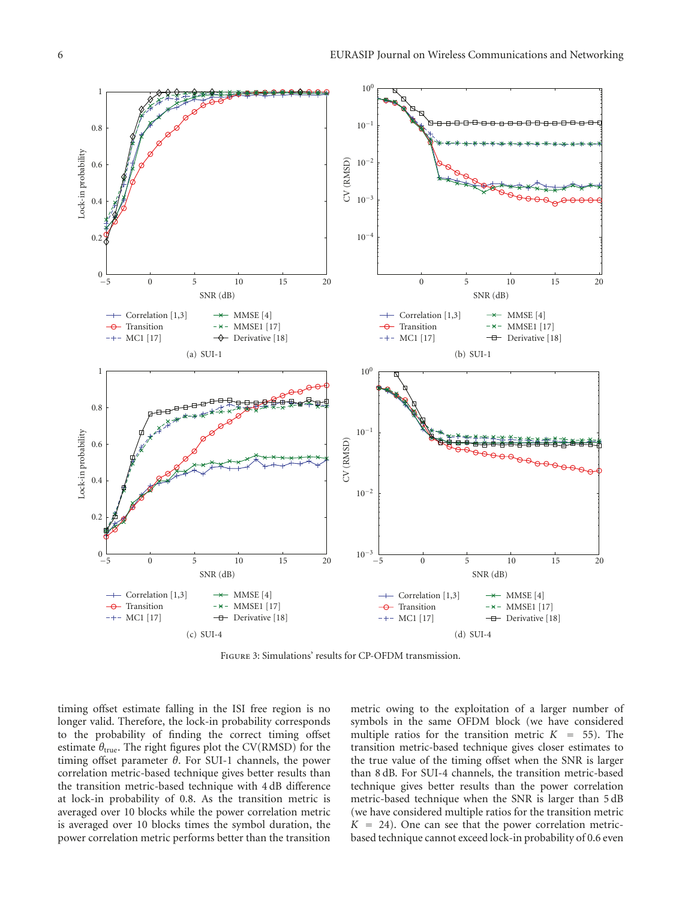(a) SUI-1

(b) SUI-1

(c) SUI-4

(d) SUI-4

Figure 3: Simulations' results for CP-OFDM transmission.

timing offset estimate falling in the ISI free region is no longer valid. Therefore, the lock-in probability corresponds to the probability of finding the correct timing offset estimate $\theta_{\text{true}}$. The right figures plot the CV(RMSD) for the timing offset parameter $\theta$. For SUI-1 channels, the power correlation metric-based technique gives better results than the transition metric-based technique with 4 dB difference at lock-in probability of 0.8. As the transition metric is averaged over 10 blocks while the power correlation metric is averaged over 10 blocks times the symbol duration, the power correlation metric performs better than the transition metric owing to the exploitation of a larger number of symbols in the same OFDM block (we have considered multiple ratios for the transition metric $K = 55$). The transition metric-based technique gives closer estimates to the true value of the timing offset when the SNR is larger than 8 dB. For SUI-4 channels, the transition metric-based technique gives better results than the power correlation metric-based technique when the SNR is larger than 5 dB (we have considered multiple ratios for the transition metric $K = 24$). One can see that the power correlation metric-based technique cannot exceed lock-in probability of 0.6 even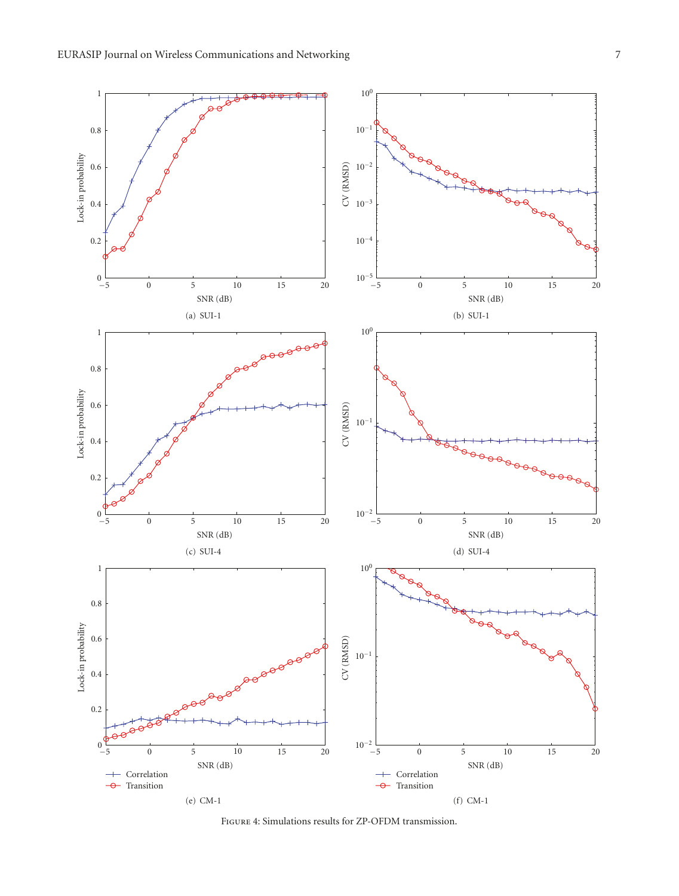(a) SUI-1

(b) SUI-1

(c) SUI-4

(d) SUI-4

(e) CM-1

(f) CM-1

Figure 4: Simulations results for ZP-OFDM transmission.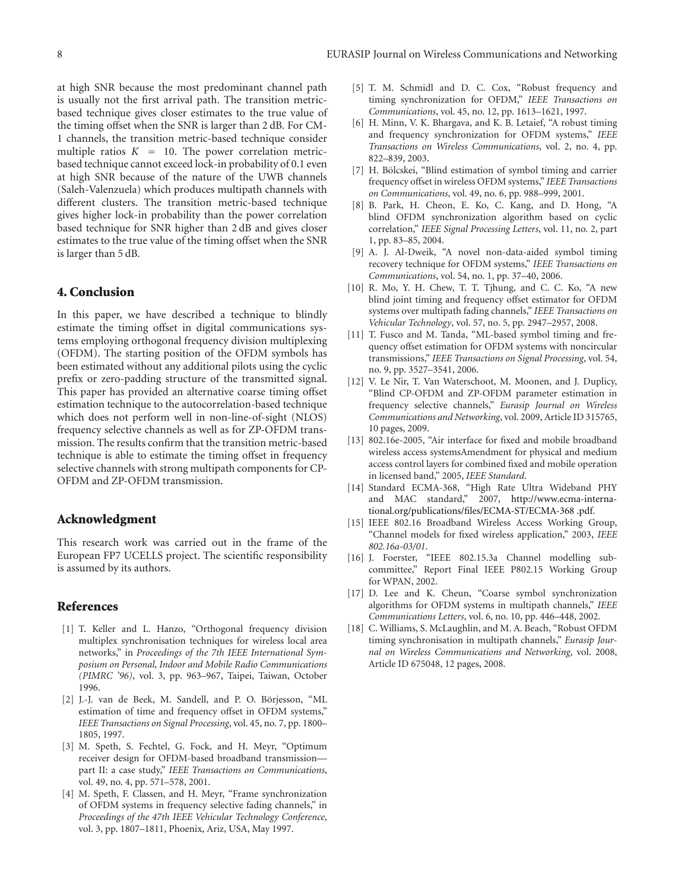at high SNR because the most predominant channel path is usually not the first arrival path. The transition metric-based technique gives closer estimates to the true value of the timing offset when the SNR is larger than 2 dB. For CM-1 channels, the transition metric-based technique consider multiple ratios $K = 10$. The power correlation metric-based technique cannot exceed lock-in probability of 0.1 even at high SNR because of the nature of the UWB channels (Saleh-Valenzuela) which produces multipath channels with different clusters. The transition metric-based technique gives higher lock-in probability than the power correlation based technique for SNR higher than 2 dB and gives closer estimates to the true value of the timing offset when the SNR is larger than 5 dB.

## 4. Conclusion

In this paper, we have described a technique to blindly estimate the timing offset in digital communications systems employing orthogonal frequency division multiplexing (OFDM). The starting position of the OFDM symbols has been estimated without any additional pilots using the cyclic prefix or zero-padding structure of the transmitted signal. This paper has provided an alternative coarse timing offset estimation technique to the autocorrelation-based technique which does not perform well in non-line-of-sight (NLOS) frequency selective channels as well as for ZP-OFDM transmission. The results confirm that the transition metric-based technique is able to estimate the timing offset in frequency selective channels with strong multipath components for CP-OFDM and ZP-OFDM transmission.

## Acknowledgment

This research work was carried out in the frame of the European FP7 UCELLS project. The scientific responsibility is assumed by its authors.

## References

[1] T. Keller and L. Hanzo, "Orthogonal frequency division multiplex synchronisation techniques for wireless local area networks," in *Proceedings of the 7th IEEE International Symposium on Personal, Indoor and Mobile Radio Communications (PIMRC '96)*, vol. 3, pp. 963–967, Taipei, Taiwan, October 1996.

[2] J.-J. van de Beek, M. Sandell, and P. O. Börjesson, "ML estimation of time and frequency offset in OFDM systems," *IEEE Transactions on Signal Processing*, vol. 45, no. 7, pp. 1800–1805, 1997.

[3] M. Speth, S. Fechtel, G. Fock, and H. Meyr, "Optimum receiver design for OFDM-based broadband transmission—part II: a case study," *IEEE Transactions on Communications*, vol. 49, no. 4, pp. 571–578, 2001.

[4] M. Speth, F. Classen, and H. Meyr, "Frame synchronization of OFDM systems in frequency selective fading channels," in *Proceedings of the 47th IEEE Vehicular Technology Conference*, vol. 3, pp. 1807–1811, Phoenix, Ariz, USA, May 1997.

[5] T. M. Schmidl and D. C. Cox, "Robust frequency and timing synchronization for OFDM," *IEEE Transactions on Communications*, vol. 45, no. 12, pp. 1613–1621, 1997.

[6] H. Minn, V. K. Bhargava, and K. B. Letaief, "A robust timing and frequency synchronization for OFDM systems," *IEEE Transactions on Wireless Communications*, vol. 2, no. 4, pp. 822–839, 2003.

[7] H. Bölcskei, "Blind estimation of symbol timing and carrier frequency offset in wireless OFDM systems," *IEEE Transactions on Communications*, vol. 49, no. 6, pp. 988–999, 2001.

[8] B. Park, H. Cheon, E. Ko, C. Kang, and D. Hong, "A blind OFDM synchronization algorithm based on cyclic correlation," *IEEE Signal Processing Letters*, vol. 11, no. 2, part 1, pp. 83–85, 2004.

[9] A. J. Al-Dweik, "A novel non-data-aided symbol timing recovery technique for OFDM systems," *IEEE Transactions on Communications*, vol. 54, no. 1, pp. 37–40, 2006.

[10] R. Mo, Y. H. Chew, T. T. Tjhung, and C. C. Ko, "A new blind joint timing and frequency offset estimator for OFDM systems over multipath fading channels," *IEEE Transactions on Vehicular Technology*, vol. 57, no. 5, pp. 2947–2957, 2008.

[11] T. Fusco and M. Tanda, "ML-based symbol timing and frequency offset estimation for OFDM systems with noncircular transmissions," *IEEE Transactions on Signal Processing*, vol. 54, no. 9, pp. 3527–3541, 2006.

[12] V. Le Nir, T. Van Waterschoot, M. Moonen, and J. Duplicy, "Blind CP-OFDM and ZP-OFDM parameter estimation in frequency selective channels," *Eurasip Journal on Wireless Communications and Networking*, vol. 2009, Article ID 315765, 10 pages, 2009.

[13] 802.16e-2005, "Air interface for fixed and mobile broadband wireless access systemsAmendment for physical and medium access control layers for combined fixed and mobile operation in licensed band," 2005, *IEEE Standard*.

[14] Standard ECMA-368, "High Rate Ultra Wideband PHY and MAC standard," 2007, http://www.ecma-international.org/publications/files/ECMA-ST/ECMA-368 .pdf.

[15] IEEE 802.16 Broadband Wireless Access Working Group, "Channel models for fixed wireless application," 2003, *IEEE 802.16a-03/01*.

[16] J. Foerster, "IEEE 802.15.3a Channel modelling subcommittee," Report Final IEEE P802.15 Working Group for WPAN, 2002.

[17] D. Lee and K. Cheun, "Coarse symbol synchronization algorithms for OFDM systems in multipath channels," *IEEE Communications Letters*, vol. 6, no. 10, pp. 446–448, 2002.

[18] C. Williams, S. McLaughlin, and M. A. Beach, "Robust OFDM timing synchronisation in multipath channels," *Eurasip Journal on Wireless Communications and Networking*, vol. 2008, Article ID 675048, 12 pages, 2008.